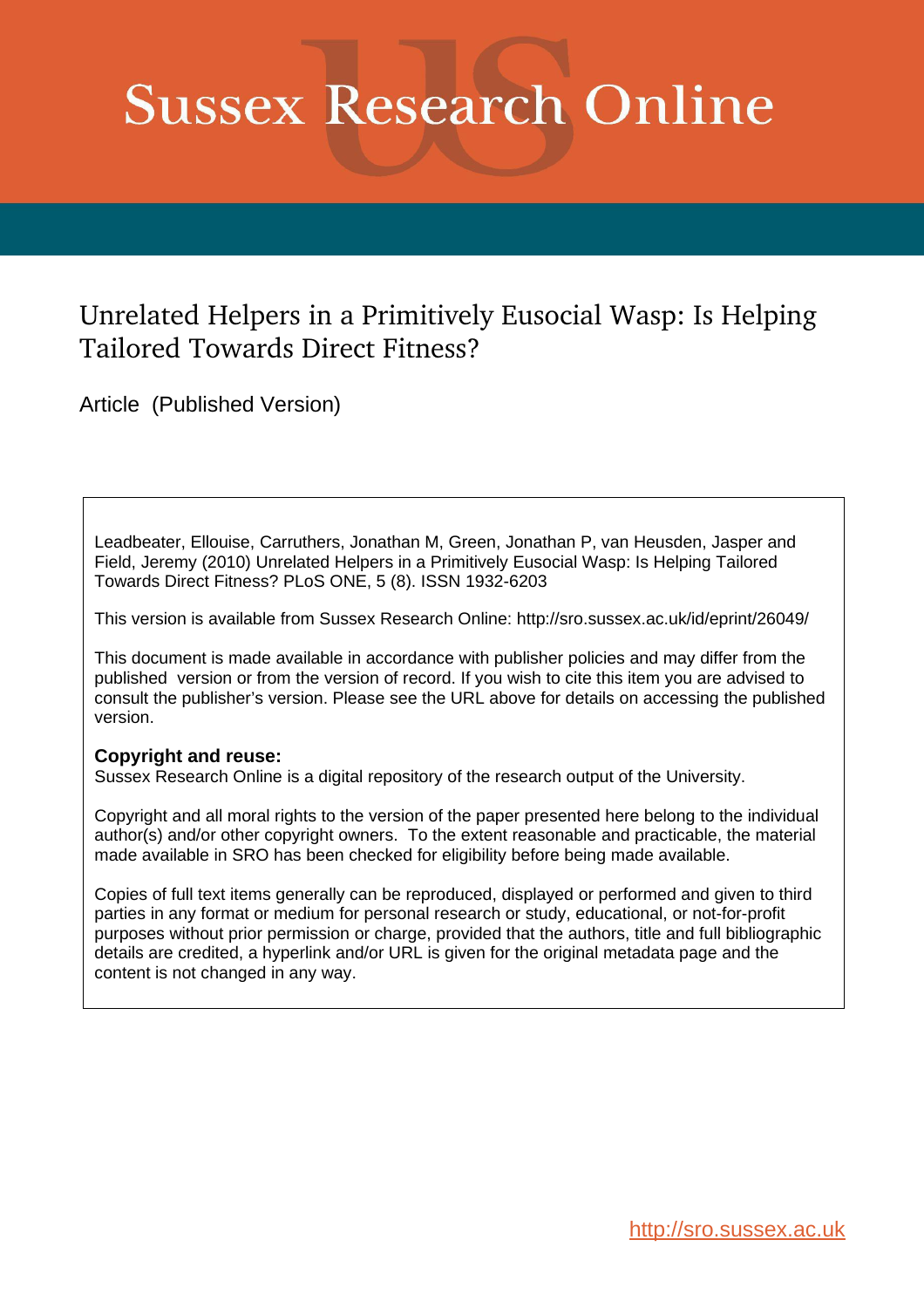# Sussex Research Online

## Unrelated Helpers in a Primitively Eusocial Wasp: Is Helping Tailored Towards Direct Fitness?

Article (Published Version)

Leadbeater, Ellouise, Carruthers, Jonathan M, Green, Jonathan P, van Heusden, Jasper and Field, Jeremy (2010) Unrelated Helpers in a Primitively Eusocial Wasp: Is Helping Tailored Towards Direct Fitness? PLoS ONE, 5 (8). ISSN 1932-6203

This version is available from Sussex Research Online: http://sro.sussex.ac.uk/id/eprint/26049/

This document is made available in accordance with publisher policies and may differ from the published version or from the version of record. If you wish to cite this item you are advised to consult the publisher's version. Please see the URL above for details on accessing the published version.

**Copyright and reuse:**
Sussex Research Online is a digital repository of the research output of the University.

Copyright and all moral rights to the version of the paper presented here belong to the individual author(s) and/or other copyright owners. To the extent reasonable and practicable, the material made available in SRO has been checked for eligibility before being made available.

Copies of full text items generally can be reproduced, displayed or performed and given to third parties in any format or medium for personal research or study, educational, or not-for-profit purposes without prior permission or charge, provided that the authors, title and full bibliographic details are credited, a hyperlink and/or URL is given for the original metadata page and the content is not changed in any way.

http://sro.sussex.ac.uk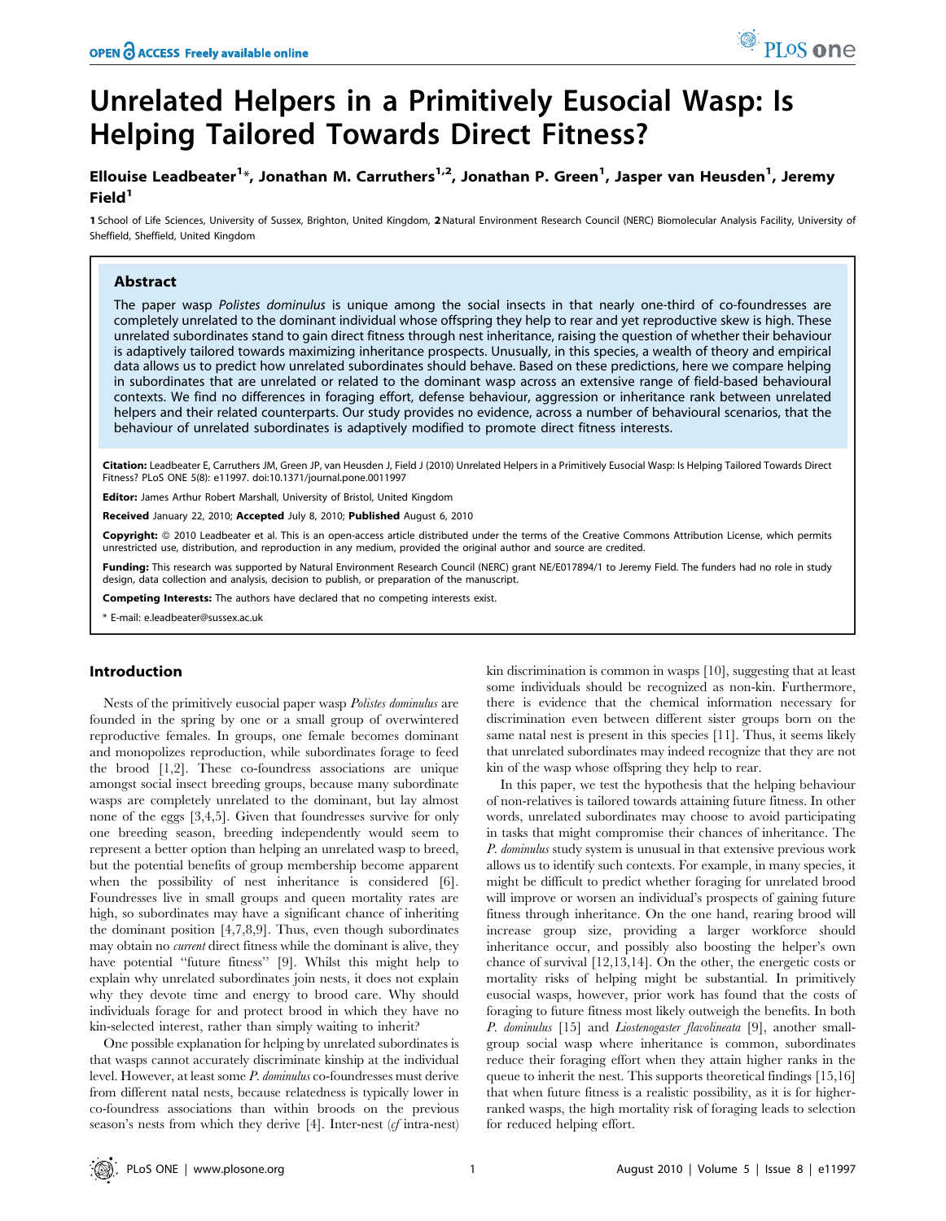# Unrelated Helpers in a Primitively Eusocial Wasp: Is Helping Tailored Towards Direct Fitness?

**Ellouise Leadbeater[1]*, Jonathan M. Carruthers[1,2], Jonathan P. Green[1], Jasper van Heusden[1], Jeremy Field[1]**

1 School of Life Sciences, University of Sussex, Brighton, United Kingdom, 2 Natural Environment Research Council (NERC) Biomolecular Analysis Facility, University of Sheffield, Sheffield, United Kingdom

## Abstract

The paper wasp *Polistes dominulus* is unique among the social insects in that nearly one-third of co-foundresses are completely unrelated to the dominant individual whose offspring they help to rear and yet reproductive skew is high. These unrelated subordinates stand to gain direct fitness through nest inheritance, raising the question of whether their behaviour is adaptively tailored towards maximizing inheritance prospects. Unusually, in this species, a wealth of theory and empirical data allows us to predict how unrelated subordinates should behave. Based on these predictions, here we compare helping in subordinates that are unrelated or related to the dominant wasp across an extensive range of field-based behavioural contexts. We find no differences in foraging effort, defense behaviour, aggression or inheritance rank between unrelated helpers and their related counterparts. Our study provides no evidence, across a number of behavioural scenarios, that the behaviour of unrelated subordinates is adaptively modified to promote direct fitness interests.

**Citation:** Leadbeater E, Carruthers JM, Green JP, van Heusden J, Field J (2010) Unrelated Helpers in a Primitively Eusocial Wasp: Is Helping Tailored Towards Direct Fitness? PLoS ONE 5(8): e11997. doi:10.1371/journal.pone.0011997

**Editor:** James Arthur Robert Marshall, University of Bristol, United Kingdom

**Received** January 22, 2010; **Accepted** July 8, 2010; **Published** August 6, 2010

**Copyright:** © 2010 Leadbeater et al. This is an open-access article distributed under the terms of the Creative Commons Attribution License, which permits unrestricted use, distribution, and reproduction in any medium, provided the original author and source are credited.

**Funding:** This research was supported by Natural Environment Research Council (NERC) grant NE/E017894/1 to Jeremy Field. The funders had no role in study design, data collection and analysis, decision to publish, or preparation of the manuscript.

**Competing Interests:** The authors have declared that no competing interests exist.

* E-mail: e.leadbeater@sussex.ac.uk

## Introduction

Nests of the primitively eusocial paper wasp *Polistes dominulus* are founded in the spring by one or a small group of overwintered reproductive females. In groups, one female becomes dominant and monopolizes reproduction, while subordinates forage to feed the brood [1,2]. These co-foundress associations are unique amongst social insect breeding groups, because many subordinate wasps are completely unrelated to the dominant, but lay almost none of the eggs [3,4,5]. Given that foundresses survive for only one breeding season, breeding independently would seem to represent a better option than helping an unrelated wasp to breed, but the potential benefits of group membership become apparent when the possibility of nest inheritance is considered [6]. Foundresses live in small groups and queen mortality rates are high, so subordinates may have a significant chance of inheriting the dominant position [4,7,8,9]. Thus, even though subordinates may obtain no *current* direct fitness while the dominant is alive, they have potential "future fitness" [9]. Whilst this might help to explain why unrelated subordinates join nests, it does not explain why they devote time and energy to brood care. Why should individuals forage for and protect brood in which they have no kin-selected interest, rather than simply waiting to inherit?

One possible explanation for helping by unrelated subordinates is that wasps cannot accurately discriminate kinship at the individual level. However, at least some *P. dominulus* co-foundresses must derive from different natal nests, because relatedness is typically lower in co-foundress associations than within broods on the previous season's nests from which they derive [4]. Inter-nest (*cf* intra-nest) kin discrimination is common in wasps [10], suggesting that at least some individuals should be recognized as non-kin. Furthermore, there is evidence that the chemical information necessary for discrimination even between different sister groups born on the same natal nest is present in this species [11]. Thus, it seems likely that unrelated subordinates may indeed recognize that they are not kin of the wasp whose offspring they help to rear.

In this paper, we test the hypothesis that the helping behaviour of non-relatives is tailored towards attaining future fitness. In other words, unrelated subordinates may choose to avoid participating in tasks that might compromise their chances of inheritance. The *P. dominulus* study system is unusual in that extensive previous work allows us to identify such contexts. For example, in many species, it might be difficult to predict whether foraging for unrelated brood will improve or worsen an individual's prospects of gaining future fitness through inheritance. On the one hand, rearing brood will increase group size, providing a larger workforce should inheritance occur, and possibly also boosting the helper's own chance of survival [12,13,14]. On the other, the energetic costs or mortality risks of helping might be substantial. In primitively eusocial wasps, however, prior work has found that the costs of foraging to future fitness most likely outweigh the benefits. In both *P. dominulus* [15] and *Liostenogaster flavolineata* [9], another small-group social wasp where inheritance is common, subordinates reduce their foraging effort when they attain higher ranks in the queue to inherit the nest. This supports theoretical findings [15,16] that when future fitness is a realistic possibility, as it is for higher-ranked wasps, the high mortality risk of foraging leads to selection for reduced helping effort.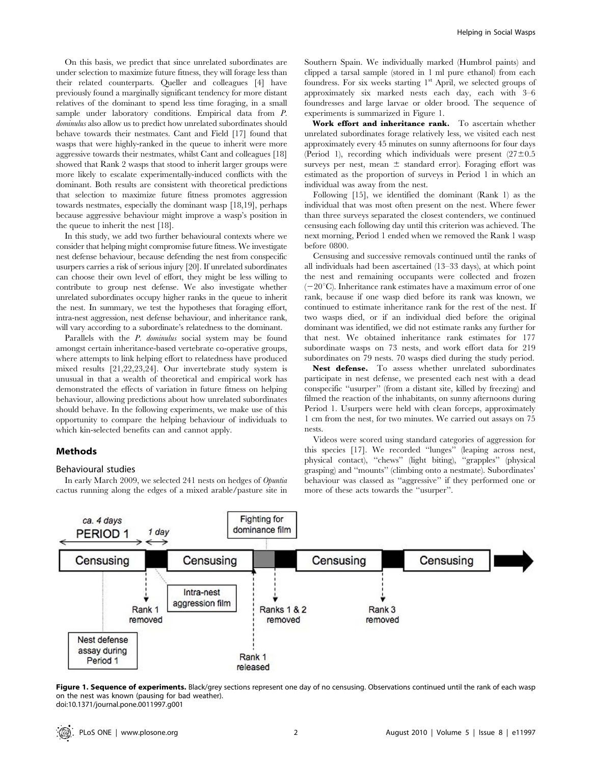On this basis, we predict that since unrelated subordinates are under selection to maximize future fitness, they will forage less than their related counterparts. Queller and colleagues [4] have previously found a marginally significant tendency for more distant relatives of the dominant to spend less time foraging, in a small sample under laboratory conditions. Empirical data from *P. dominulus* also allow us to predict how unrelated subordinates should behave towards their nestmates. Cant and Field [17] found that wasps that were highly-ranked in the queue to inherit were more aggressive towards their nestmates, whilst Cant and colleagues [18] showed that Rank 2 wasps that stood to inherit larger groups were more likely to escalate experimentally-induced conflicts with the dominant. Both results are consistent with theoretical predictions that selection to maximize future fitness promotes aggression towards nestmates, especially the dominant wasp [18,19], perhaps because aggressive behaviour might improve a wasp's position in the queue to inherit the nest [18].

In this study, we add two further behavioural contexts where we consider that helping might compromise future fitness. We investigate nest defense behaviour, because defending the nest from conspecific usurpers carries a risk of serious injury [20]. If unrelated subordinates can choose their own level of effort, they might be less willing to contribute to group nest defense. We also investigate whether unrelated subordinates occupy higher ranks in the queue to inherit the nest. In summary, we test the hypotheses that foraging effort, intra-nest aggression, nest defense behaviour, and inheritance rank, will vary according to a subordinate's relatedness to the dominant.

Parallels with the *P. dominulus* social system may be found amongst certain inheritance-based vertebrate co-operative groups, where attempts to link helping effort to relatedness have produced mixed results [21,22,23,24]. Our invertebrate study system is unusual in that a wealth of theoretical and empirical work has demonstrated the effects of variation in future fitness on helping behaviour, allowing predictions about how unrelated subordinates should behave. In the following experiments, we make use of this opportunity to compare the helping behaviour of individuals to which kin-selected benefits can and cannot apply.

## Methods

### Behavioural studies

In early March 2009, we selected 241 nests on hedges of *Opuntia* cactus running along the edges of a mixed arable/pasture site in Southern Spain. We individually marked (Humbrol paints) and clipped a tarsal sample (stored in 1 ml pure ethanol) from each foundress. For six weeks starting 1st April, we selected groups of approximately six marked nests each day, each with 3–6 foundresses and large larvae or older brood. The sequence of experiments is summarized in Figure 1.

**Work effort and inheritance rank.** To ascertain whether unrelated subordinates forage relatively less, we visited each nest approximately every 45 minutes on sunny afternoons for four days (Period 1), recording which individuals were present ($27 \pm 0.5$ surveys per nest, mean $\pm$ standard error). Foraging effort was estimated as the proportion of surveys in Period 1 in which an individual was away from the nest.

Following [15], we identified the dominant (Rank 1) as the individual that was most often present on the nest. Where fewer than three surveys separated the closest contenders, we continued censusing each following day until this criterion was achieved. The next morning, Period 1 ended when we removed the Rank 1 wasp before 0800.

Censusing and successive removals continued until the ranks of all individuals had been ascertained (13–33 days), at which point the nest and remaining occupants were collected and frozen ($-20^{\circ}$C). Inheritance rank estimates have a maximum error of one rank, because if one wasp died before its rank was known, we continued to estimate inheritance rank for the rest of the nest. If two wasps died, or if an individual died before the original dominant was identified, we did not estimate ranks any further for that nest. We obtained inheritance rank estimates for 177 subordinate wasps on 73 nests, and work effort data for 219 subordinates on 79 nests. 70 wasps died during the study period.

**Nest defense.** To assess whether unrelated subordinates participate in nest defense, we presented each nest with a dead conspecific "usurper" (from a distant site, killed by freezing) and filmed the reaction of the inhabitants, on sunny afternoons during Period 1. Usurpers were held with clean forceps, approximately 1 cm from the nest, for two minutes. We carried out assays on 75 nests.

Videos were scored using standard categories of aggression for this species [17]. We recorded "lunges" (leaping across nest, physical contact), "chews" (light biting), "grapples" (physical grasping) and "mounts" (climbing onto a nestmate). Subordinates' behaviour was classed as "aggressive" if they performed one or more of these acts towards the "usurper".

**Figure 1. Sequence of experiments.** Black/grey sections represent one day of no censusing. Observations continued until the rank of each wasp on the nest was known (pausing for bad weather).
doi:10.1371/journal.pone.0011997.g001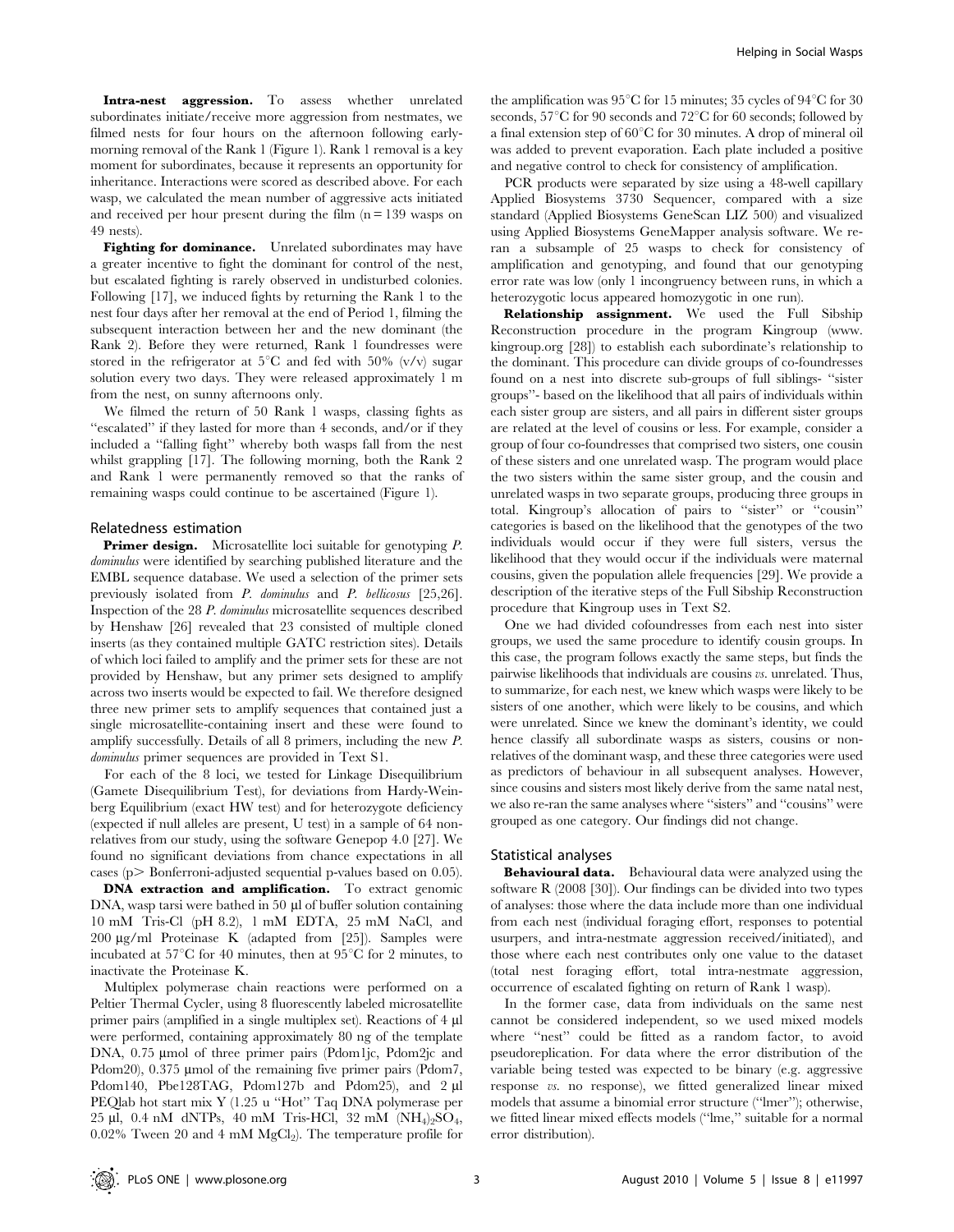**Intra-nest aggression.** To assess whether unrelated subordinates initiate/receive more aggression from nestmates, we filmed nests for four hours on the afternoon following early-morning removal of the Rank 1 (Figure 1). Rank 1 removal is a key moment for subordinates, because it represents an opportunity for inheritance. Interactions were scored as described above. For each wasp, we calculated the mean number of aggressive acts initiated and received per hour present during the film (n = 139 wasps on 49 nests).

**Fighting for dominance.** Unrelated subordinates may have a greater incentive to fight the dominant for control of the nest, but escalated fighting is rarely observed in undisturbed colonies. Following [17], we induced fights by returning the Rank 1 to the nest four days after her removal at the end of Period 1, filming the subsequent interaction between her and the new dominant (the Rank 2). Before they were returned, Rank 1 foundresses were stored in the refrigerator at 5°C and fed with 50% (v/v) sugar solution every two days. They were released approximately 1 m from the nest, on sunny afternoons only.

We filmed the return of 50 Rank 1 wasps, classing fights as "escalated" if they lasted for more than 4 seconds, and/or if they included a "falling fight" whereby both wasps fall from the nest whilst grappling [17]. The following morning, both the Rank 2 and Rank 1 were permanently removed so that the ranks of remaining wasps could continue to be ascertained (Figure 1).

## Relatedness estimation

**Primer design.** Microsatellite loci suitable for genotyping *P. dominulus* were identified by searching published literature and the EMBL sequence database. We used a selection of the primer sets previously isolated from *P. dominulus* and *P. bellicosus* [25,26]. Inspection of the 28 *P. dominulus* microsatellite sequences described by Henshaw [26] revealed that 23 consisted of multiple cloned inserts (as they contained multiple GATC restriction sites). Details of which loci failed to amplify and the primer sets for these are not provided by Henshaw, but any primer sets designed to amplify across two inserts would be expected to fail. We therefore designed three new primer sets to amplify sequences that contained just a single microsatellite-containing insert and these were found to amplify successfully. Details of all 8 primers, including the new *P. dominulus* primer sequences are provided in Text S1.

For each of the 8 loci, we tested for Linkage Disequilibrium (Gamete Disequilibrium Test), for deviations from Hardy-Weinberg Equilibrium (exact HW test) and for heterozygote deficiency (expected if null alleles are present, U test) in a sample of 64 non-relatives from our study, using the software Genepop 4.0 [27]. We found no significant deviations from chance expectations in all cases (p> Bonferroni-adjusted sequential p-values based on 0.05).

**DNA extraction and amplification.** To extract genomic DNA, wasp tarsi were bathed in 50 µl of buffer solution containing 10 mM Tris-Cl (pH 8.2), 1 mM EDTA, 25 mM NaCl, and 200 µg/ml Proteinase K (adapted from [25]). Samples were incubated at 57°C for 40 minutes, then at 95°C for 2 minutes, to inactivate the Proteinase K.

Multiplex polymerase chain reactions were performed on a Peltier Thermal Cycler, using 8 fluorescently labeled microsatellite primer pairs (amplified in a single multiplex set). Reactions of 4 µl were performed, containing approximately 80 ng of the template DNA, 0.75 µmol of three primer pairs (Pdom1jc, Pdom2jc and Pdom20), 0.375 µmol of the remaining five primer pairs (Pdom7, Pdom140, Pbe128TAG, Pdom127b and Pdom25), and 2 µl PEQlab hot start mix Y (1.25 u "Hot" Taq DNA polymerase per 25 µl, 0.4 nM dNTPs, 40 mM Tris-HCl, 32 mM $(NH_4)_2SO_4$, 0.02% Tween 20 and 4 mM $MgCl_2$). The temperature profile for the amplification was 95°C for 15 minutes; 35 cycles of 94°C for 30 seconds, 57°C for 90 seconds and 72°C for 60 seconds; followed by a final extension step of 60°C for 30 minutes. A drop of mineral oil was added to prevent evaporation. Each plate included a positive and negative control to check for consistency of amplification.

PCR products were separated by size using a 48-well capillary Applied Biosystems 3730 Sequencer, compared with a size standard (Applied Biosystems GeneScan LIZ 500) and visualized using Applied Biosystems GeneMapper analysis software. We re-ran a subsample of 25 wasps to check for consistency of amplification and genotyping, and found that our genotyping error rate was low (only 1 incongruency between runs, in which a heterozygotic locus appeared homozygotic in one run).

**Relationship assignment.** We used the Full Sibship Reconstruction procedure in the program Kingroup (www.kingroup.org [28]) to establish each subordinate's relationship to the dominant. This procedure can divide groups of co-foundresses found on a nest into discrete sub-groups of full siblings- "sister groups"- based on the likelihood that all pairs of individuals within each sister group are sisters, and all pairs in different sister groups are related at the level of cousins or less. For example, consider a group of four co-foundresses that comprised two sisters, one cousin of these sisters and one unrelated wasp. The program would place the two sisters within the same sister group, and the cousin and unrelated wasps in two separate groups, producing three groups in total. Kingroup's allocation of pairs to "sister" or "cousin" categories is based on the likelihood that the genotypes of the two individuals would occur if they were full sisters, versus the likelihood that they would occur if the individuals were maternal cousins, given the population allele frequencies [29]. We provide a description of the iterative steps of the Full Sibship Reconstruction procedure that Kingroup uses in Text S2.

One we had divided cofoundresses from each nest into sister groups, we used the same procedure to identify cousin groups. In this case, the program follows exactly the same steps, but finds the pairwise likelihoods that individuals are cousins *vs.* unrelated. Thus, to summarize, for each nest, we knew which wasps were likely to be sisters of one another, which were likely to be cousins, and which were unrelated. Since we knew the dominant's identity, we could hence classify all subordinate wasps as sisters, cousins or non-relatives of the dominant wasp, and these three categories were used as predictors of behaviour in all subsequent analyses. However, since cousins and sisters most likely derive from the same natal nest, we also re-ran the same analyses where "sisters" and "cousins" were grouped as one category. Our findings did not change.

## Statistical analyses

**Behavioural data.** Behavioural data were analyzed using the software R (2008 [30]). Our findings can be divided into two types of analyses: those where the data include more than one individual from each nest (individual foraging effort, responses to potential usurpers, and intra-nestmate aggression received/initiated), and those where each nest contributes only one value to the dataset (total nest foraging effort, total intra-nestmate aggression, occurrence of escalated fighting on return of Rank 1 wasp).

In the former case, data from individuals on the same nest cannot be considered independent, so we used mixed models where "nest" could be fitted as a random factor, to avoid pseudoreplication. For data where the error distribution of the variable being tested was expected to be binary (e.g. aggressive response *vs.* no response), we fitted generalized linear mixed models that assume a binomial error structure ("lmer"); otherwise, we fitted linear mixed effects models ("lme," suitable for a normal error distribution).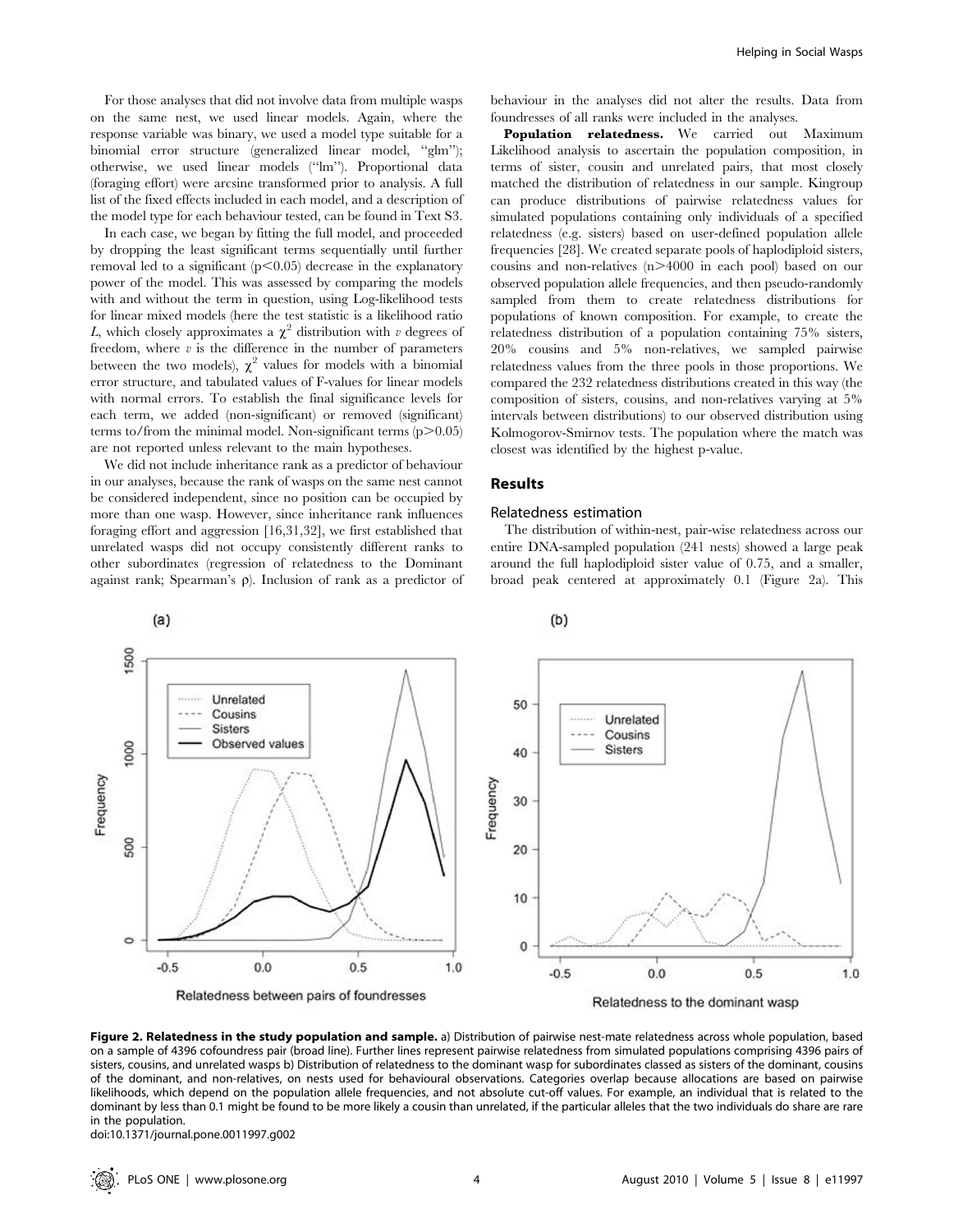For those analyses that did not involve data from multiple wasps on the same nest, we used linear models. Again, where the response variable was binary, we used a model type suitable for a binomial error structure (generalized linear model, "glm"); otherwise, we used linear models ("lm"). Proportional data (foraging effort) were arcsine transformed prior to analysis. A full list of the fixed effects included in each model, and a description of the model type for each behaviour tested, can be found in Text S3.

In each case, we began by fitting the full model, and proceeded by dropping the least significant terms sequentially until further removal led to a significant ($p<0.05$) decrease in the explanatory power of the model. This was assessed by comparing the models with and without the term in question, using Log-likelihood tests for linear mixed models (here the test statistic is a likelihood ratio $L$, which closely approximates a $\chi^2$ distribution with $v$ degrees of freedom, where $v$ is the difference in the number of parameters between the two models), $\chi^2$ values for models with a binomial error structure, and tabulated values of F-values for linear models with normal errors. To establish the final significance levels for each term, we added (non-significant) or removed (significant) terms to/from the minimal model. Non-significant terms ($p>0.05$) are not reported unless relevant to the main hypotheses.

We did not include inheritance rank as a predictor of behaviour in our analyses, because the rank of wasps on the same nest cannot be considered independent, since no position can be occupied by more than one wasp. However, since inheritance rank influences foraging effort and aggression [16,31,32], we first established that unrelated wasps did not occupy consistently different ranks to other subordinates (regression of relatedness to the Dominant against rank; Spearman's ρ). Inclusion of rank as a predictor of behaviour in the analyses did not alter the results. Data from foundresses of all ranks were included in the analyses.

**Population relatedness.** We carried out Maximum Likelihood analysis to ascertain the population composition, in terms of sister, cousin and unrelated pairs, that most closely matched the distribution of relatedness in our sample. Kingroup can produce distributions of pairwise relatedness values for simulated populations containing only individuals of a specified relatedness (e.g. sisters) based on user-defined population allele frequencies [28]. We created separate pools of haplodiploid sisters, cousins and non-relatives ($n>4000$ in each pool) based on our observed population allele frequencies, and then pseudo-randomly sampled from them to create relatedness distributions for populations of known composition. For example, to create the relatedness distribution of a population containing 75% sisters, 20% cousins and 5% non-relatives, we sampled pairwise relatedness values from the three pools in those proportions. We compared the 232 relatedness distributions created in this way (the composition of sisters, cousins, and non-relatives varying at 5% intervals between distributions) to our observed distribution using Kolmogorov-Smirnov tests. The population where the match was closest was identified by the highest p-value.

## Results

### Relatedness estimation

The distribution of within-nest, pair-wise relatedness across our entire DNA-sampled population (241 nests) showed a large peak around the full haplodiploid sister value of 0.75, and a smaller, broad peak centered at approximately 0.1 (Figure 2a). This

**Figure 2. Relatedness in the study population and sample.** a) Distribution of pairwise nest-mate relatedness across whole population, based on a sample of 4396 cofoundress pair (broad line). Further lines represent pairwise relatedness from simulated populations comprising 4396 pairs of sisters, cousins, and unrelated wasps b) Distribution of relatedness to the dominant wasp for subordinates classed as sisters of the dominant, cousins of the dominant, and non-relatives, on nests used for behavioural observations. Categories overlap because allocations are based on pairwise likelihoods, which depend on the population allele frequencies, and not absolute cut-off values. For example, an individual that is related to the dominant by less than 0.1 might be found to be more likely a cousin than unrelated, if the particular alleles that the two individuals do share are rare in the population.
doi:10.1371/journal.pone.0011997.g002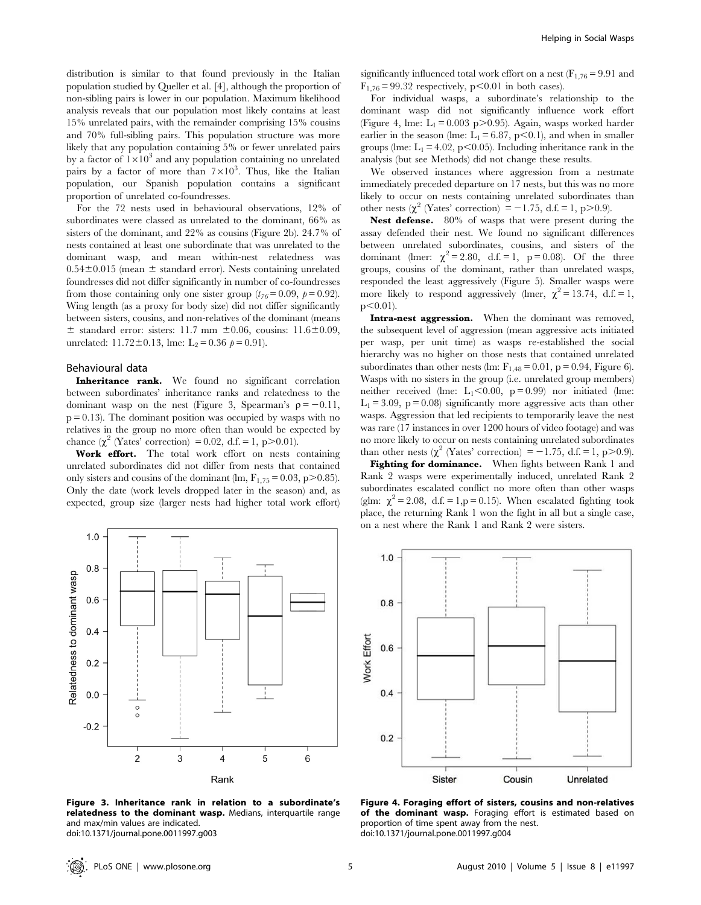distribution is similar to that found previously in the Italian population studied by Queller et al. [4], although the proportion of non-sibling pairs is lower in our population. Maximum likelihood analysis reveals that our population most likely contains at least 15% unrelated pairs, with the remainder comprising 15% cousins and 70% full-sibling pairs. This population structure was more likely that any population containing 5% or fewer unrelated pairs by a factor of $1\times10^3$ and any population containing no unrelated pairs by a factor of more than $7\times10^3$. Thus, like the Italian population, our Spanish population contains a significant proportion of unrelated co-foundresses.

For the 72 nests used in behavioural observations, 12% of subordinates were classed as unrelated to the dominant, 66% as sisters of the dominant, and 22% as cousins (Figure 2b). 24.7% of nests contained at least one subordinate that was unrelated to the dominant wasp, and mean within-nest relatedness was $0.54\pm0.015$ (mean $\pm$ standard error). Nests containing unrelated foundresses did not differ significantly in number of co-foundresses from those containing only one sister group ($t_{76}=0.09$, $p=0.92$). Wing length (as a proxy for body size) did not differ significantly between sisters, cousins, and non-relatives of the dominant (means $\pm$ standard error: sisters: 11.7 mm $\pm0.06$, cousins: $11.6\pm0.09$, unrelated: $11.72\pm0.13$, lme: $L_2=0.36$ $p=0.91$).

## Behavioural data

**Inheritance rank.** We found no significant correlation between subordinates' inheritance ranks and relatedness to the dominant wasp on the nest (Figure 3, Spearman's $\rho=-0.11$, $p=0.13$). The dominant position was occupied by wasps with no relatives in the group no more often than would be expected by chance ($\chi^2$ (Yates' correction) $=0.02$, d.f. $=1$, $p>0.01$).

**Work effort.** The total work effort on nests containing unrelated subordinates did not differ from nests that contained only sisters and cousins of the dominant (lm, $F_{1,75}=0.03$, $p>0.85$). Only the date (work levels dropped later in the season) and, as expected, group size (larger nests had higher total work effort) significantly influenced total work effort on a nest ($F_{1,76}=9.91$ and $F_{1,76}=99.32$ respectively, $p<0.01$ in both cases).

For individual wasps, a subordinate's relationship to the dominant wasp did not significantly influence work effort (Figure 4, lme: $L_1=0.003$ $p>0.95$). Again, wasps worked harder earlier in the season (lme: $L_1=6.87$, $p<0.1$), and when in smaller groups (lme: $L_1=4.02$, $p<0.05$). Including inheritance rank in the analysis (but see Methods) did not change these results.

We observed instances where aggression from a nestmate immediately preceded departure on 17 nests, but this was no more likely to occur on nests containing unrelated subordinates than other nests ($\chi^2$ (Yates' correction) $=-1.75$, d.f. $=1$, $p>0.9$).

**Nest defense.** 80% of wasps that were present during the assay defended their nest. We found no significant differences between unrelated subordinates, cousins, and sisters of the dominant (lmer: $\chi^2=2.80$, d.f. $=1$, $p=0.08$). Of the three groups, cousins of the dominant, rather than unrelated wasps, responded the least aggressively (Figure 5). Smaller wasps were more likely to respond aggressively (lmer, $\chi^2=13.74$, d.f. $=1$, $p<0.01$).

**Intra-nest aggression.** When the dominant was removed, the subsequent level of aggression (mean aggressive acts initiated per wasp, per unit time) as wasps re-established the social hierarchy was no higher on those nests that contained unrelated subordinates than other nests (lm: $F_{1,48}=0.01$, $p=0.94$, Figure 6). Wasps with no sisters in the group (i.e. unrelated group members) neither received (lme: $L_1<0.00$, $p=0.99$) nor initiated (lme: $L_1=3.09$, $p=0.08$) significantly more aggressive acts than other wasps. Aggression that led recipients to temporarily leave the nest was rare (17 instances in over 1200 hours of video footage) and was no more likely to occur on nests containing unrelated subordinates than other nests ($\chi^2$ (Yates' correction) $=-1.75$, d.f. $=1$, $p>0.9$).

**Fighting for dominance.** When fights between Rank 1 and Rank 2 wasps were experimentally induced, unrelated Rank 2 subordinates escalated conflict no more often than other wasps (glm: $\chi^2=2.08$, d.f. $=1$, $p=0.15$). When escalated fighting took place, the returning Rank 1 won the fight in all but a single case, on a nest where the Rank 1 and Rank 2 were sisters.

**Figure 3. Inheritance rank in relation to a subordinate's relatedness to the dominant wasp.** Medians, interquartile range and max/min values are indicated.
doi:10.1371/journal.pone.0011997.g003

**Figure 4. Foraging effort of sisters, cousins and non-relatives of the dominant wasp.** Foraging effort is estimated based on proportion of time spent away from the nest.
doi:10.1371/journal.pone.0011997.g004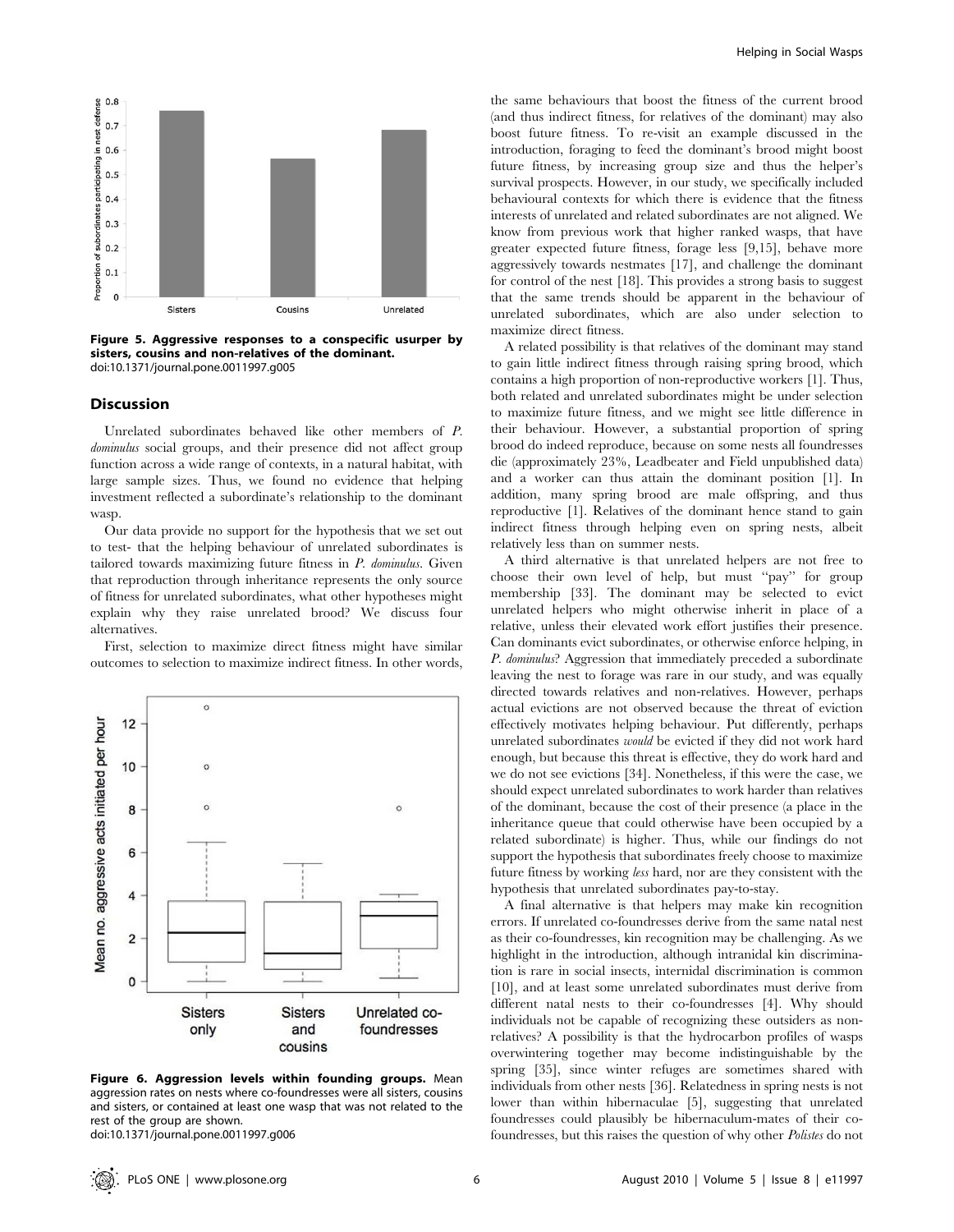Proportion of subordinates participating in nest defense

0.8
0.7
0.6
0.5
0.4
0.3
0.2
0.1
0

Sisters
Cousins
Unrelated

**Figure 5. Aggressive responses to a conspecific usurper by sisters, cousins and non-relatives of the dominant.**
doi:10.1371/journal.pone.0011997.g005

## Discussion

Unrelated subordinates behaved like other members of *P. dominulus* social groups, and their presence did not affect group function across a wide range of contexts, in a natural habitat, with large sample sizes. Thus, we found no evidence that helping investment reflected a subordinate's relationship to the dominant wasp.

Our data provide no support for the hypothesis that we set out to test- that the helping behaviour of unrelated subordinates is tailored towards maximizing future fitness in *P. dominulus*. Given that reproduction through inheritance represents the only source of fitness for unrelated subordinates, what other hypotheses might explain why they raise unrelated brood? We discuss four alternatives.

First, selection to maximize direct fitness might have similar outcomes to selection to maximize indirect fitness. In other words, the same behaviours that boost the fitness of the current brood (and thus indirect fitness, for relatives of the dominant) may also boost future fitness. To re-visit an example discussed in the introduction, foraging to feed the dominant's brood might boost future fitness, by increasing group size and thus the helper's survival prospects. However, in our study, we specifically included behavioural contexts for which there is evidence that the fitness interests of unrelated and related subordinates are not aligned. We know from previous work that higher ranked wasps, that have greater expected future fitness, forage less [9,15], behave more aggressively towards nestmates [17], and challenge the dominant for control of the nest [18]. This provides a strong basis to suggest that the same trends should be apparent in the behaviour of unrelated subordinates, which are also under selection to maximize direct fitness.

A related possibility is that relatives of the dominant may stand to gain little indirect fitness through raising spring brood, which contains a high proportion of non-reproductive workers [1]. Thus, both related and unrelated subordinates might be under selection to maximize future fitness, and we might see little difference in their behaviour. However, a substantial proportion of spring brood do indeed reproduce, because on some nests all foundresses die (approximately 23%, Leadbeater and Field unpublished data) and a worker can thus attain the dominant position [1]. In addition, many spring brood are male offspring, and thus reproductive [1]. Relatives of the dominant hence stand to gain indirect fitness through helping even on spring nests, albeit relatively less than on summer nests.

A third alternative is that unrelated helpers are not free to choose their own level of help, but must "pay" for group membership [33]. The dominant may be selected to evict unrelated helpers who might otherwise inherit in place of a relative, unless their elevated work effort justifies their presence. Can dominants evict subordinates, or otherwise enforce helping, in *P. dominulus*? Aggression that immediately preceded a subordinate leaving the nest to forage was rare in our study, and was equally directed towards relatives and non-relatives. However, perhaps actual evictions are not observed because the threat of eviction effectively motivates helping behaviour. Put differently, perhaps unrelated subordinates *would* be evicted if they did not work hard enough, but because this threat is effective, they do work hard and we do not see evictions [34]. Nonetheless, if this were the case, we should expect unrelated subordinates to work harder than relatives of the dominant, because the cost of their presence (a place in the inheritance queue that could otherwise have been occupied by a related subordinate) is higher. Thus, while our findings do not support the hypothesis that subordinates freely choose to maximize future fitness by working *less* hard, nor are they consistent with the hypothesis that unrelated subordinates pay-to-stay.

A final alternative is that helpers may make kin recognition errors. If unrelated co-foundresses derive from the same natal nest as their co-foundresses, kin recognition may be challenging. As we highlight in the introduction, although intranidal kin discrimination is rare in social insects, internidal discrimination is common [10], and at least some unrelated subordinates must derive from different natal nests to their co-foundresses [4]. Why should individuals not be capable of recognizing these outsiders as non-relatives? A possibility is that the hydrocarbon profiles of wasps overwintering together may become indistinguishable by the spring [35], since winter refuges are sometimes shared with individuals from other nests [36]. Relatedness in spring nests is not lower than within hibernaculae [5], suggesting that unrelated foundresses could plausibly be hibernaculum-mates of their co-foundresses, but this raises the question of why other *Polistes* do not

Mean no. aggressive acts initiated per hour

12
10
8
6
4
2
0

Sisters only
Sisters and cousins
Unrelated co-foundresses

**Figure 6. Aggression levels within founding groups.** Mean aggression rates on nests where co-foundresses were all sisters, cousins and sisters, or contained at least one wasp that was not related to the rest of the group are shown.
doi:10.1371/journal.pone.0011997.g006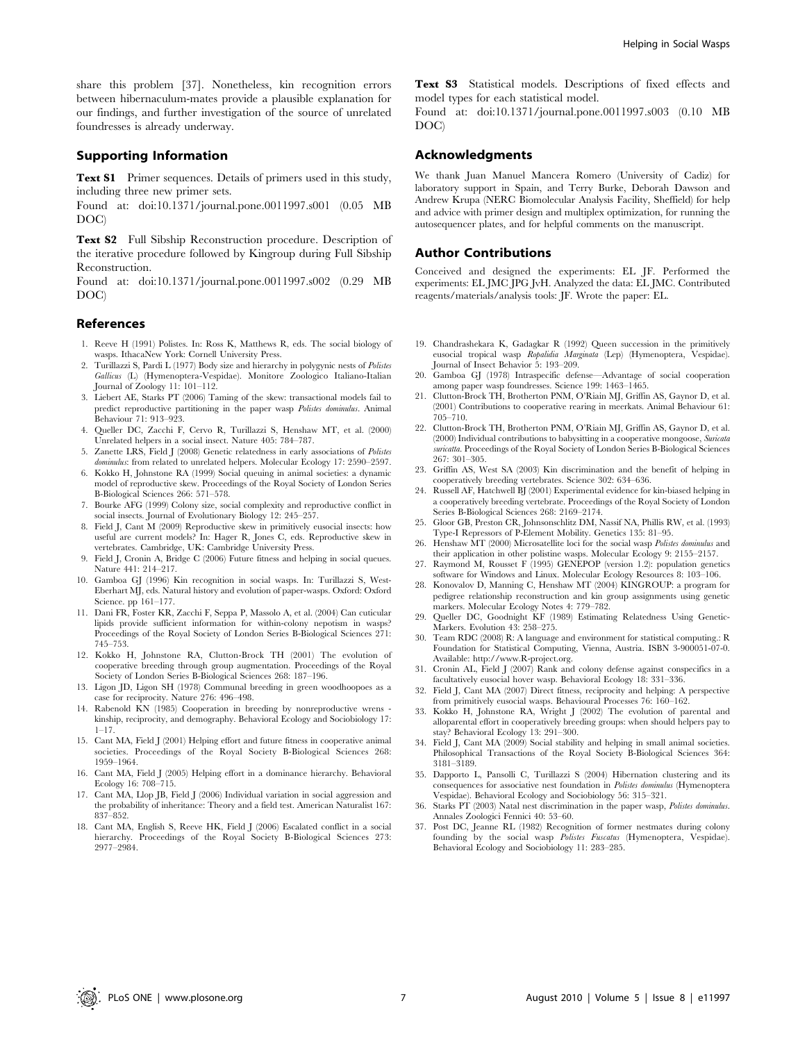share this problem [37]. Nonetheless, kin recognition errors between hibernaculum-mates provide a plausible explanation for our findings, and further investigation of the source of unrelated foundresses is already underway.

## Supporting Information

**Text S1** Primer sequences. Details of primers used in this study, including three new primer sets.

Found at: doi:10.1371/journal.pone.0011997.s001 (0.05 MB DOC)

**Text S2** Full Sibship Reconstruction procedure. Description of the iterative procedure followed by Kingroup during Full Sibship Reconstruction.

Found at: doi:10.1371/journal.pone.0011997.s002 (0.29 MB DOC)

**Text S3** Statistical models. Descriptions of fixed effects and model types for each statistical model.

Found at: doi:10.1371/journal.pone.0011997.s003 (0.10 MB DOC)

## Acknowledgments

We thank Juan Manuel Mancera Romero (University of Cadiz) for laboratory support in Spain, and Terry Burke, Deborah Dawson and Andrew Krupa (NERC Biomolecular Analysis Facility, Sheffield) for help and advice with primer design and multiplex optimization, for running the autosequencer plates, and for helpful comments on the manuscript.

## Author Contributions

Conceived and designed the experiments: EL JF. Performed the experiments: EL JMC JPG JvH. Analyzed the data: EL JMC. Contributed reagents/materials/analysis tools: JF. Wrote the paper: EL.

## References

1. Reeve H (1991) Polistes. In: Ross K, Matthews R, eds. The social biology of wasps. IthacaNew York: Cornell University Press.
2. Turillazzi S, Pardi L (1977) Body size and hierarchy in polygynic nests of *Polistes Gallicus* (L) (Hymenoptera-Vespidae). Monitore Zoologico Italiano-Italian Journal of Zoology 11: 101–112.
3. Liebert AE, Starks PT (2006) Taming of the skew: transactional models fail to predict reproductive partitioning in the paper wasp *Polistes dominulus*. Animal Behaviour 71: 913–923.
4. Queller DC, Zacchi F, Cervo R, Turillazzi S, Henshaw MT, et al. (2000) Unrelated helpers in a social insect. Nature 405: 784–787.
5. Zanette LRS, Field J (2008) Genetic relatedness in early associations of *Polistes dominulus*: from related to unrelated helpers. Molecular Ecology 17: 2590–2597.
6. Kokko H, Johnstone RA (1999) Social queuing in animal societies: a dynamic model of reproductive skew. Proceedings of the Royal Society of London Series B-Biological Sciences 266: 571–578.
7. Bourke AFG (1999) Colony size, social complexity and reproductive conflict in social insects. Journal of Evolutionary Biology 12: 245–257.
8. Field J, Cant M (2009) Reproductive skew in primitively eusocial insects: how useful are current models? In: Hager R, Jones C, eds. Reproductive skew in vertebrates. Cambridge, UK: Cambridge University Press.
9. Field J, Cronin A, Bridge C (2006) Future fitness and helping in social queues. Nature 441: 214–217.
10. Gamboa GJ (1996) Kin recognition in social wasps. In: Turillazzi S, West-Eberhart MJ, eds. Natural history and evolution of paper-wasps. Oxford: Oxford Science. pp 161–177.
11. Dani FR, Foster KR, Zacchi F, Seppa P, Massolo A, et al. (2004) Can cuticular lipids provide sufficient information for within-colony nepotism in wasps? Proceedings of the Royal Society of London Series B-Biological Sciences 271: 745–753.
12. Kokko H, Johnstone RA, Clutton-Brock TH (2001) The evolution of cooperative breeding through group augmentation. Proceedings of the Royal Society of London Series B-Biological Sciences 268: 187–196.
13. Ligon JD, Ligon SH (1978) Communal breeding in green woodhoopoes as a case for reciprocity. Nature 276: 496–498.
14. Rabenold KN (1985) Cooperation in breeding by nonreproductive wrens - kinship, reciprocity, and demography. Behavioral Ecology and Sociobiology 17: 1–17.
15. Cant MA, Field J (2001) Helping effort and future fitness in cooperative animal societies. Proceedings of the Royal Society B-Biological Sciences 268: 1959–1964.
16. Cant MA, Field J (2005) Helping effort in a dominance hierarchy. Behavioral Ecology 16: 708–715.
17. Cant MA, Llop JB, Field J (2006) Individual variation in social aggression and the probability of inheritance: Theory and a field test. American Naturalist 167: 837–852.
18. Cant MA, English S, Reeve HK, Field J (2006) Escalated conflict in a social hierarchy. Proceedings of the Royal Society B-Biological Sciences 273: 2977–2984.
19. Chandrashekara K, Gadagkar R (1992) Queen succession in the primitively eusocial tropical wasp *Ropalidia Marginata* (Lep) (Hymenoptera, Vespidae). Journal of Insect Behavior 5: 193–209.
20. Gamboa GJ (1978) Intraspecific defense—Advantage of social cooperation among paper wasp foundresses. Science 199: 1463–1465.
21. Clutton-Brock TH, Brotherton PNM, O'Riain MJ, Griffin AS, Gaynor D, et al. (2001) Contributions to cooperative rearing in meerkats. Animal Behaviour 61: 705–710.
22. Clutton-Brock TH, Brotherton PNM, O'Riain MJ, Griffin AS, Gaynor D, et al. (2000) Individual contributions to babysitting in a cooperative mongoose, *Suricata suricatta*. Proceedings of the Royal Society of London Series B-Biological Sciences 267: 301–305.
23. Griffin AS, West SA (2003) Kin discrimination and the benefit of helping in cooperatively breeding vertebrates. Science 302: 634–636.
24. Russell AF, Hatchwell BJ (2001) Experimental evidence for kin-biased helping in a cooperatively breeding vertebrate. Proceedings of the Royal Society of London Series B-Biological Sciences 268: 2169–2174.
25. Gloor GB, Preston CR, Johnsonschlitz DM, Nassif NA, Phillis RW, et al. (1993) Type-I Repressors of P-Element Mobility. Genetics 135: 81–95.
26. Henshaw MT (2000) Microsatellite loci for the social wasp *Polistes dominulus* and their application in other polistine wasps. Molecular Ecology 9: 2155–2157.
27. Raymond M, Rousset F (1995) GENEPOP (version 1.2): population genetics software for Windows and Linux. Molecular Ecology Resources 8: 103–106.
28. Konovalov D, Manning C, Henshaw MT (2004) KINGROUP: a program for pedigree relationship reconstruction and kin group assignments using genetic markers. Molecular Ecology Notes 4: 779–782.
29. Queller DC, Goodnight KF (1989) Estimating Relatedness Using Genetic-Markers. Evolution 43: 258–275.
30. Team RDC (2008) R: A language and environment for statistical computing.: R Foundation for Statistical Computing, Vienna, Austria. ISBN 3-900051-07-0. Available: http://www.R-project.org.
31. Cronin AL, Field J (2007) Rank and colony defense against conspecifics in a facultatively eusocial hover wasp. Behavioral Ecology 18: 331–336.
32. Field J, Cant MA (2007) Direct fitness, reciprocity and helping: A perspective from primitively eusocial wasps. Behavioural Processes 76: 160–162.
33. Kokko H, Johnstone RA, Wright J (2002) The evolution of parental and alloparental effort in cooperatively breeding groups: when should helpers pay to stay? Behavioral Ecology 13: 291–300.
34. Field J, Cant MA (2009) Social stability and helping in small animal societies. Philosophical Transactions of the Royal Society B-Biological Sciences 364: 3181–3189.
35. Dapporto L, Pansolli C, Turillazzi S (2004) Hibernation clustering and its consequences for associative nest foundation in *Polistes dominulus* (Hymenoptera Vespidae). Behavioral Ecology and Sociobiology 56: 315–321.
36. Starks PT (2003) Natal nest discrimination in the paper wasp, *Polistes dominulus*. Annales Zoologici Fennici 40: 53–60.
37. Post DC, Jeanne RL (1982) Recognition of former nestmates during colony founding by the social wasp *Polistes Fuscatus* (Hymenoptera, Vespidae). Behavioral Ecology and Sociobiology 11: 283–285.